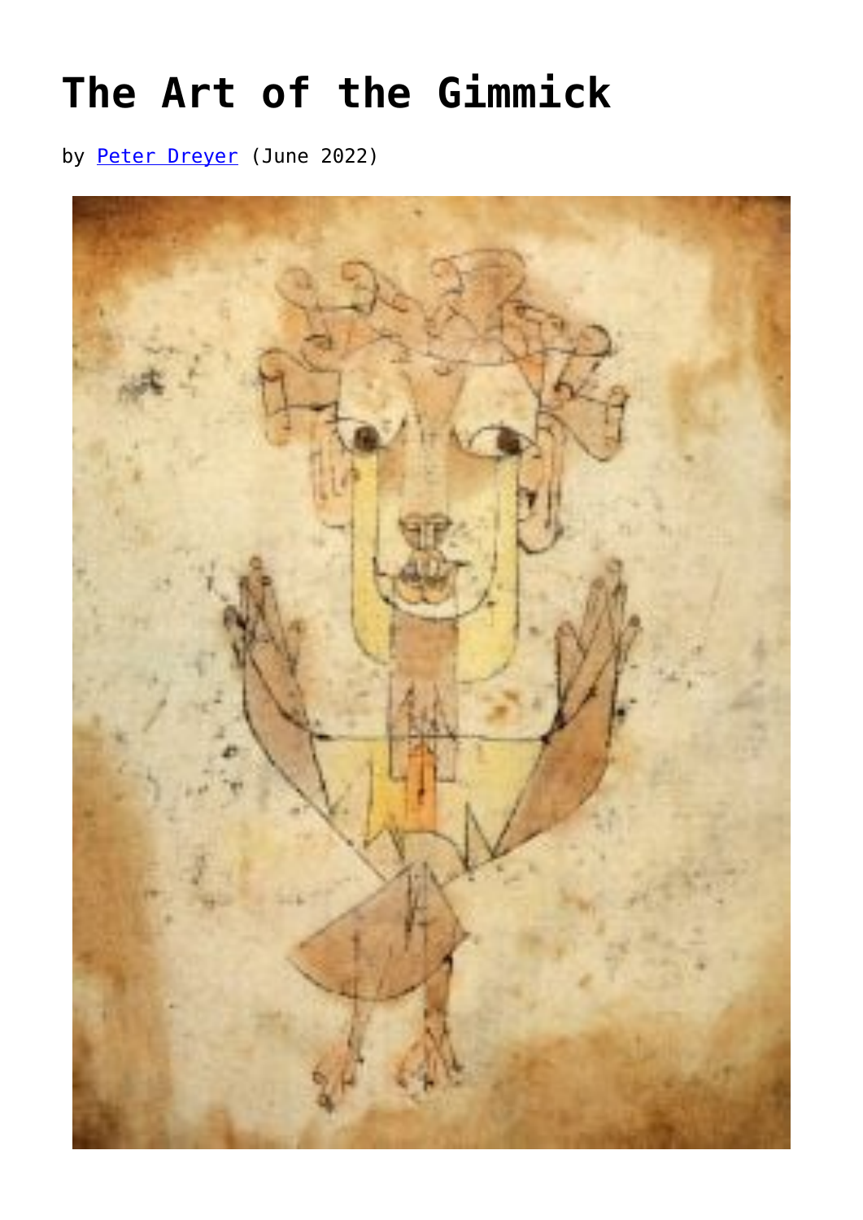# The Art of the Gimmick

by Peter Dreyer (June 2022)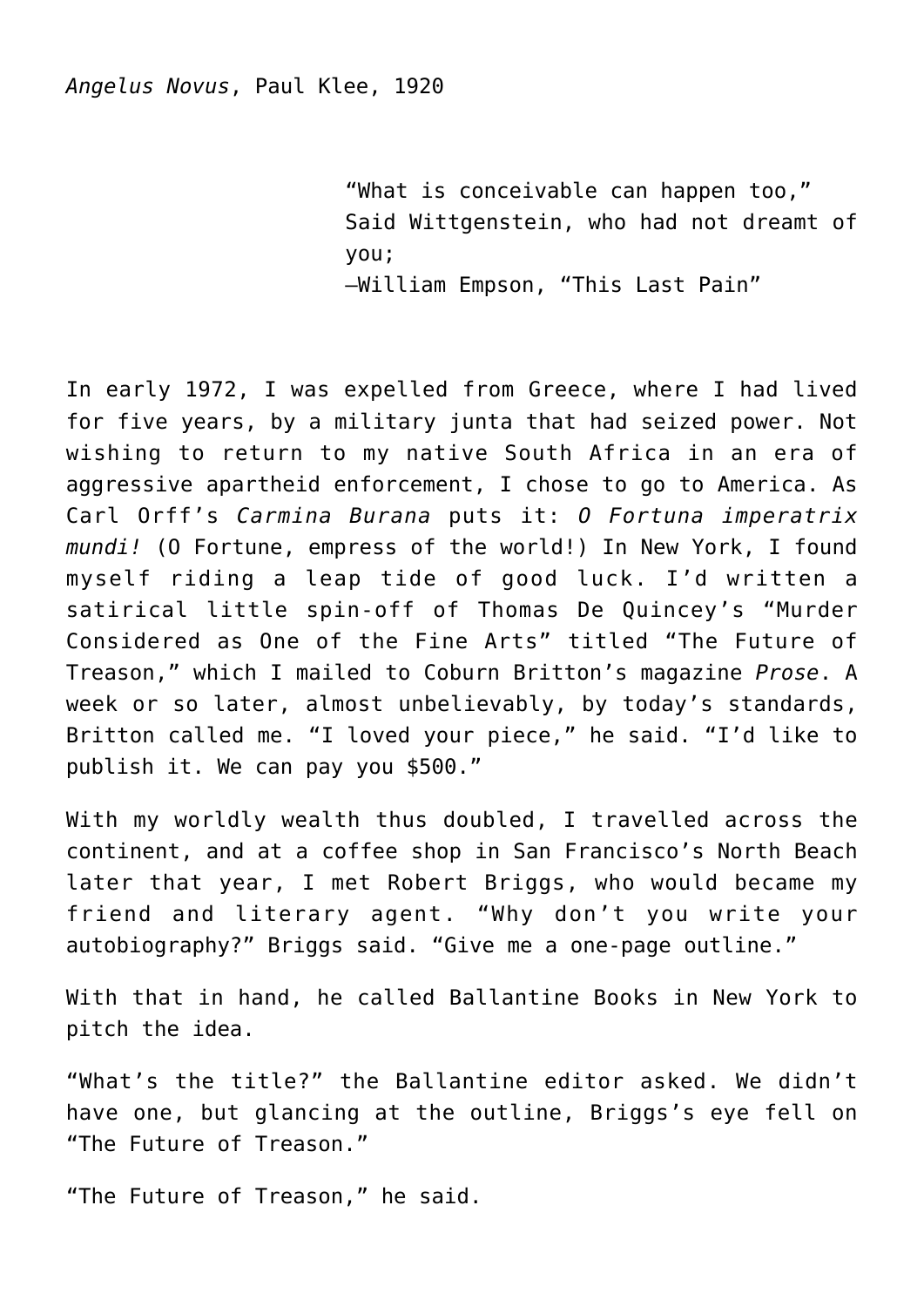*Angelus Novus*, Paul Klee, 1920

> "What is conceivable can happen too,"
> Said Wittgenstein, who had not dreamt of you;
> —William Empson, "This Last Pain"

In early 1972, I was expelled from Greece, where I had lived for five years, by a military junta that had seized power. Not wishing to return to my native South Africa in an era of aggressive apartheid enforcement, I chose to go to America. As Carl Orff's *Carmina Burana* puts it: *O Fortuna imperatrix mundi!* (O Fortune, empress of the world!) In New York, I found myself riding a leap tide of good luck. I'd written a satirical little spin-off of Thomas De Quincey's "Murder Considered as One of the Fine Arts" titled "The Future of Treason," which I mailed to Coburn Britton's magazine *Prose*. A week or so later, almost unbelievably, by today's standards, Britton called me. "I loved your piece," he said. "I'd like to publish it. We can pay you $500."

With my worldly wealth thus doubled, I travelled across the continent, and at a coffee shop in San Francisco's North Beach later that year, I met Robert Briggs, who would became my friend and literary agent. "Why don't you write your autobiography?" Briggs said. "Give me a one-page outline."

With that in hand, he called Ballantine Books in New York to pitch the idea.

"What's the title?" the Ballantine editor asked. We didn't have one, but glancing at the outline, Briggs's eye fell on "The Future of Treason."

"The Future of Treason," he said.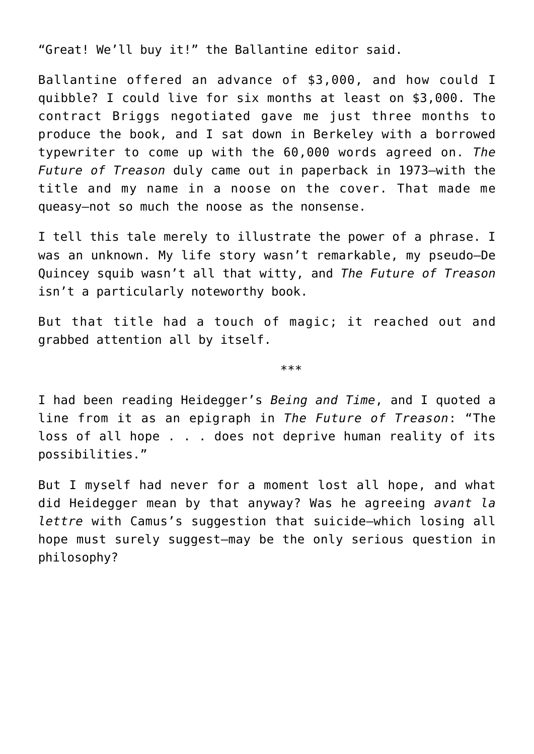"Great! We'll buy it!" the Ballantine editor said.

Ballantine offered an advance of $3,000, and how could I quibble? I could live for six months at least on $3,000. The contract Briggs negotiated gave me just three months to produce the book, and I sat down in Berkeley with a borrowed typewriter to come up with the 60,000 words agreed on. *The Future of Treason* duly came out in paperback in 1973—with the title and my name in a noose on the cover. That made me queasy—not so much the noose as the nonsense.

I tell this tale merely to illustrate the power of a phrase. I was an unknown. My life story wasn't remarkable, my pseudo–De Quincey squib wasn't all that witty, and *The Future of Treason* isn't a particularly noteworthy book.

But that title had a touch of magic; it reached out and grabbed attention all by itself.

***

I had been reading Heidegger's *Being and Time*, and I quoted a line from it as an epigraph in *The Future of Treason*: "The loss of all hope . . . does not deprive human reality of its possibilities."

But I myself had never for a moment lost all hope, and what did Heidegger mean by that anyway? Was he agreeing *avant la lettre* with Camus's suggestion that suicide—which losing all hope must surely suggest—may be the only serious question in philosophy?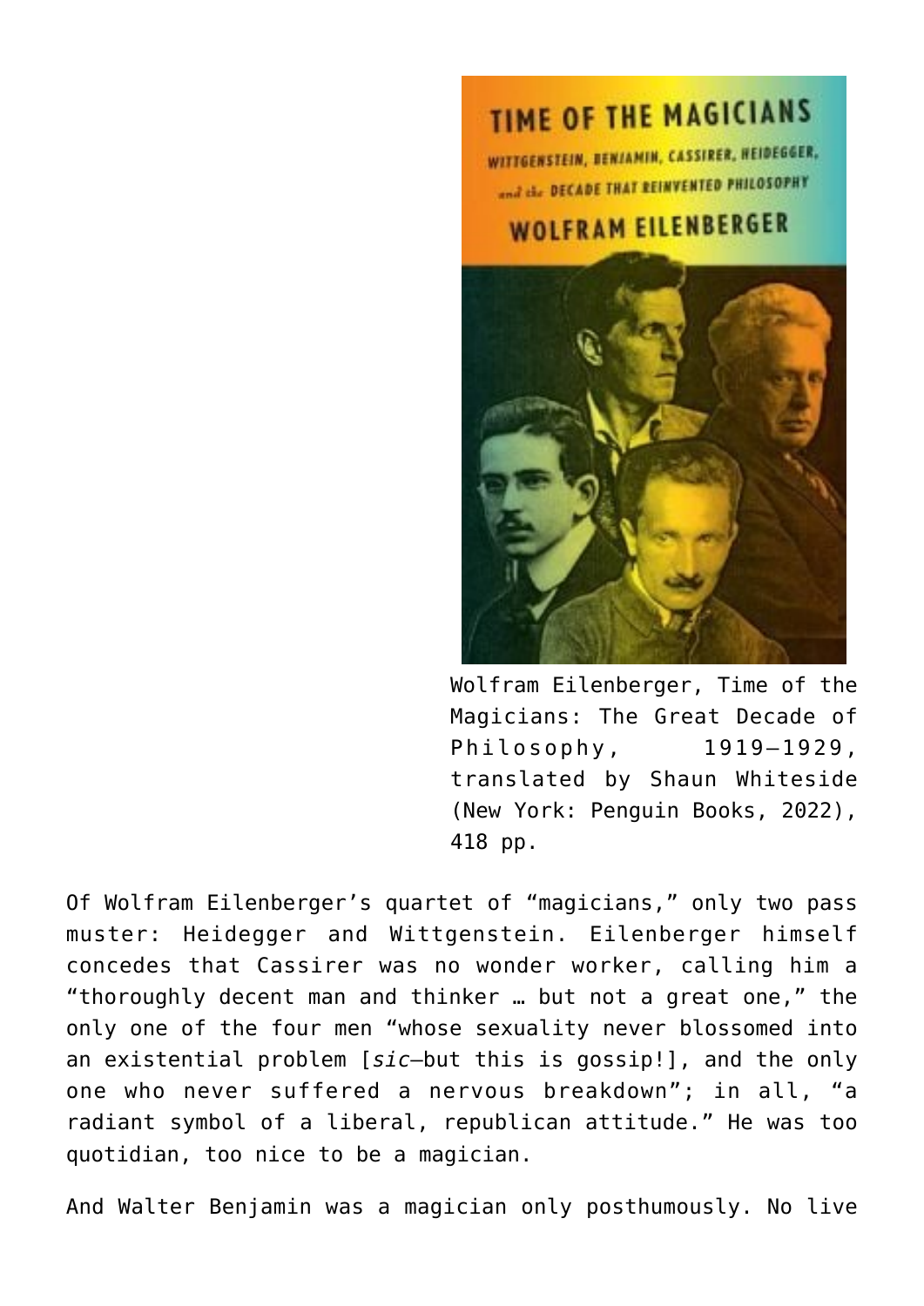Wolfram Eilenberger, Time of the Magicians: The Great Decade of Philosophy, 1919–1929, translated by Shaun Whiteside (New York: Penguin Books, 2022), 418 pp.

Of Wolfram Eilenberger's quartet of "magicians," only two pass muster: Heidegger and Wittgenstein. Eilenberger himself concedes that Cassirer was no wonder worker, calling him a "thoroughly decent man and thinker … but not a great one," the only one of the four men "whose sexuality never blossomed into an existential problem [*sic*—but this is gossip!], and the only one who never suffered a nervous breakdown"; in all, "a radiant symbol of a liberal, republican attitude." He was too quotidian, too nice to be a magician.

And Walter Benjamin was a magician only posthumously. No live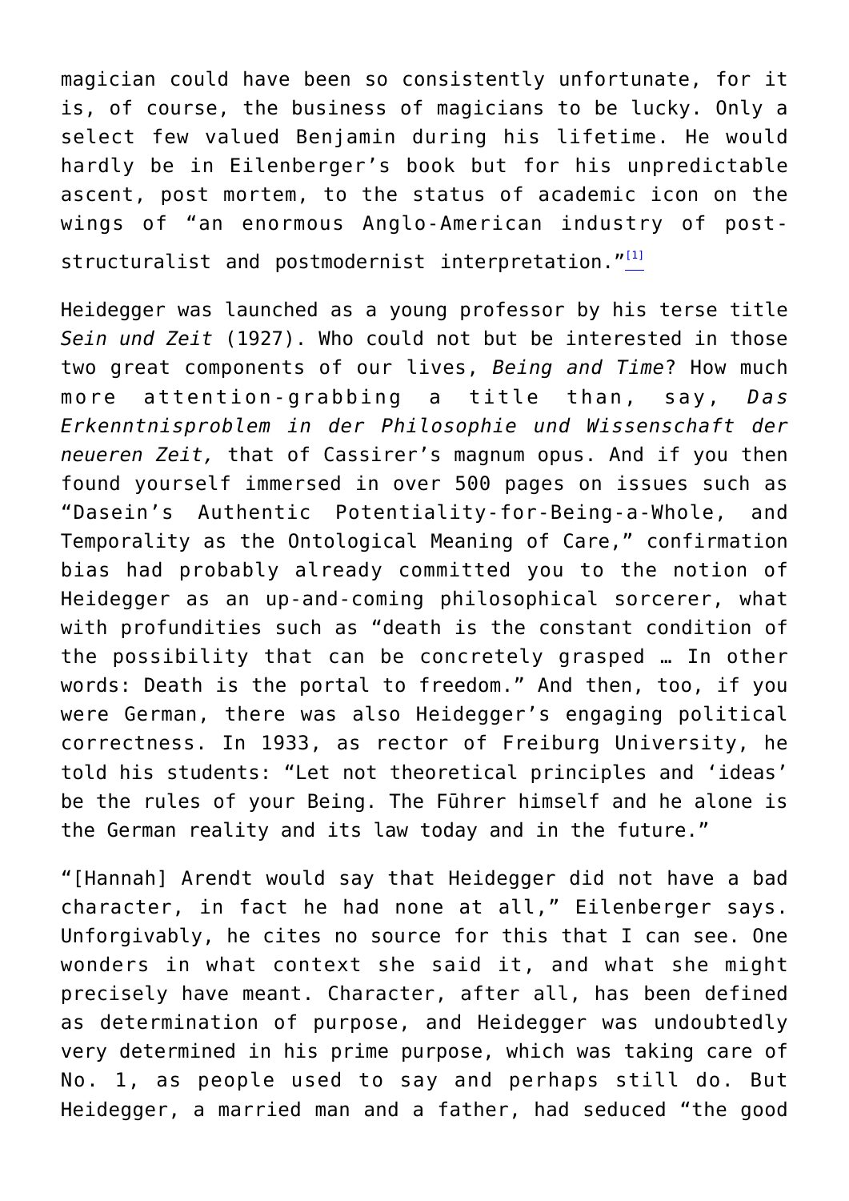magician could have been so consistently unfortunate, for it is, of course, the business of magicians to be lucky. Only a select few valued Benjamin during his lifetime. He would hardly be in Eilenberger's book but for his unpredictable ascent, post mortem, to the status of academic icon on the wings of "an enormous Anglo-American industry of post-structuralist and postmodernist interpretation."[1]

Heidegger was launched as a young professor by his terse title *Sein und Zeit* (1927). Who could not but be interested in those two great components of our lives, *Being and Time*? How much more attention-grabbing a title than, say, *Das Erkenntnisproblem in der Philosophie und Wissenschaft der neueren Zeit,* that of Cassirer's magnum opus. And if you then found yourself immersed in over 500 pages on issues such as "Dasein's Authentic Potentiality-for-Being-a-Whole, and Temporality as the Ontological Meaning of Care," confirmation bias had probably already committed you to the notion of Heidegger as an up-and-coming philosophical sorcerer, what with profundities such as "death is the constant condition of the possibility that can be concretely grasped … In other words: Death is the portal to freedom." And then, too, if you were German, there was also Heidegger's engaging political correctness. In 1933, as rector of Freiburg University, he told his students: "Let not theoretical principles and 'ideas' be the rules of your Being. The Führer himself and he alone is the German reality and its law today and in the future."

"[Hannah] Arendt would say that Heidegger did not have a bad character, in fact he had none at all," Eilenberger says. Unforgivably, he cites no source for this that I can see. One wonders in what context she said it, and what she might precisely have meant. Character, after all, has been defined as determination of purpose, and Heidegger was undoubtedly very determined in his prime purpose, which was taking care of No. 1, as people used to say and perhaps still do. But Heidegger, a married man and a father, had seduced "the good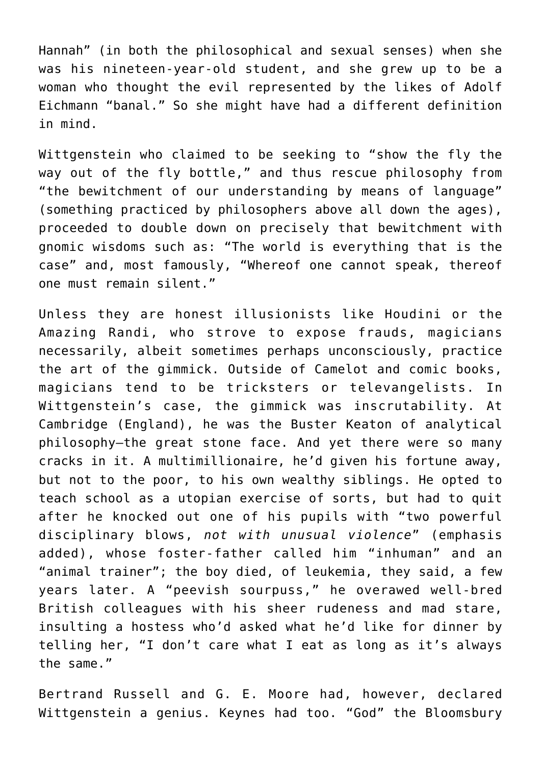Hannah" (in both the philosophical and sexual senses) when she was his nineteen-year-old student, and she grew up to be a woman who thought the evil represented by the likes of Adolf Eichmann "banal." So she might have had a different definition in mind.

Wittgenstein who claimed to be seeking to "show the fly the way out of the fly bottle," and thus rescue philosophy from "the bewitchment of our understanding by means of language" (something practiced by philosophers above all down the ages), proceeded to double down on precisely that bewitchment with gnomic wisdoms such as: "The world is everything that is the case" and, most famously, "Whereof one cannot speak, thereof one must remain silent."

Unless they are honest illusionists like Houdini or the Amazing Randi, who strove to expose frauds, magicians necessarily, albeit sometimes perhaps unconsciously, practice the art of the gimmick. Outside of Camelot and comic books, magicians tend to be tricksters or televangelists. In Wittgenstein's case, the gimmick was inscrutability. At Cambridge (England), he was the Buster Keaton of analytical philosophy—the great stone face. And yet there were so many cracks in it. A multimillionaire, he'd given his fortune away, but not to the poor, to his own wealthy siblings. He opted to teach school as a utopian exercise of sorts, but had to quit after he knocked out one of his pupils with "two powerful disciplinary blows, *not with unusual violence*" (emphasis added), whose foster-father called him "inhuman" and an "animal trainer"; the boy died, of leukemia, they said, a few years later. A "peevish sourpuss," he overawed well-bred British colleagues with his sheer rudeness and mad stare, insulting a hostess who'd asked what he'd like for dinner by telling her, "I don't care what I eat as long as it's always the same."

Bertrand Russell and G. E. Moore had, however, declared Wittgenstein a genius. Keynes had too. "God" the Bloomsbury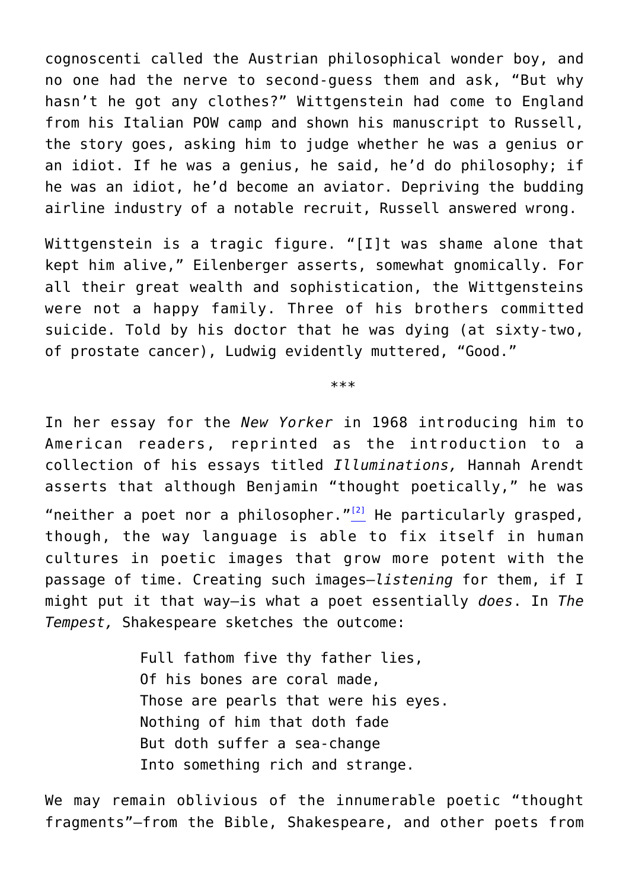cognoscenti called the Austrian philosophical wonder boy, and no one had the nerve to second-guess them and ask, "But why hasn't he got any clothes?" Wittgenstein had come to England from his Italian POW camp and shown his manuscript to Russell, the story goes, asking him to judge whether he was a genius or an idiot. If he was a genius, he said, he'd do philosophy; if he was an idiot, he'd become an aviator. Depriving the budding airline industry of a notable recruit, Russell answered wrong.

Wittgenstein is a tragic figure. "[I]t was shame alone that kept him alive," Eilenberger asserts, somewhat gnomically. For all their great wealth and sophistication, the Wittgensteins were not a happy family. Three of his brothers committed suicide. Told by his doctor that he was dying (at sixty-two, of prostate cancer), Ludwig evidently muttered, "Good."

***

In her essay for the *New Yorker* in 1968 introducing him to American readers, reprinted as the introduction to a collection of his essays titled *Illuminations,* Hannah Arendt asserts that although Benjamin "thought poetically," he was "neither a poet nor a philosopher."[2] He particularly grasped, though, the way language is able to fix itself in human cultures in poetic images that grow more potent with the passage of time. Creating such images—*listening* for them, if I might put it that way—is what a poet essentially *does*. In *The Tempest,* Shakespeare sketches the outcome:

> Full fathom five thy father lies,
> Of his bones are coral made,
> Those are pearls that were his eyes.
> Nothing of him that doth fade
> But doth suffer a sea-change
> Into something rich and strange.

We may remain oblivious of the innumerable poetic "thought fragments"—from the Bible, Shakespeare, and other poets from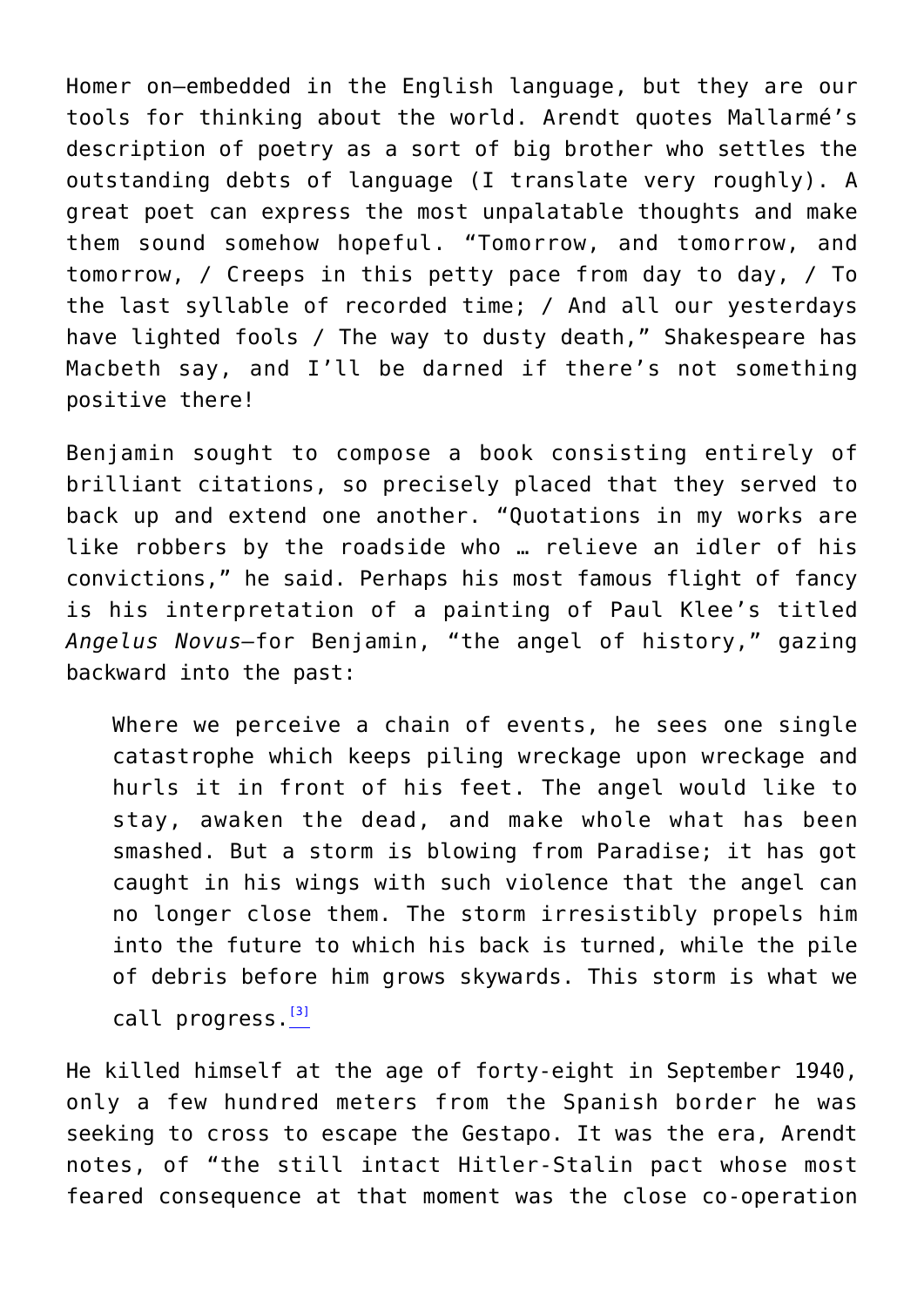Homer on—embedded in the English language, but they are our tools for thinking about the world. Arendt quotes Mallarmé's description of poetry as a sort of big brother who settles the outstanding debts of language (I translate very roughly). A great poet can express the most unpalatable thoughts and make them sound somehow hopeful. "Tomorrow, and tomorrow, and tomorrow, / Creeps in this petty pace from day to day, / To the last syllable of recorded time; / And all our yesterdays have lighted fools / The way to dusty death," Shakespeare has Macbeth say, and I'll be darned if there's not something positive there!

Benjamin sought to compose a book consisting entirely of brilliant citations, so precisely placed that they served to back up and extend one another. "Quotations in my works are like robbers by the roadside who … relieve an idler of his convictions," he said. Perhaps his most famous flight of fancy is his interpretation of a painting of Paul Klee's titled *Angelus Novus*—for Benjamin, "the angel of history," gazing backward into the past:

> Where we perceive a chain of events, he sees one single catastrophe which keeps piling wreckage upon wreckage and hurls it in front of his feet. The angel would like to stay, awaken the dead, and make whole what has been smashed. But a storm is blowing from Paradise; it has got caught in his wings with such violence that the angel can no longer close them. The storm irresistibly propels him into the future to which his back is turned, while the pile of debris before him grows skywards. This storm is what we call progress.[3]

He killed himself at the age of forty-eight in September 1940, only a few hundred meters from the Spanish border he was seeking to cross to escape the Gestapo. It was the era, Arendt notes, of "the still intact Hitler-Stalin pact whose most feared consequence at that moment was the close co-operation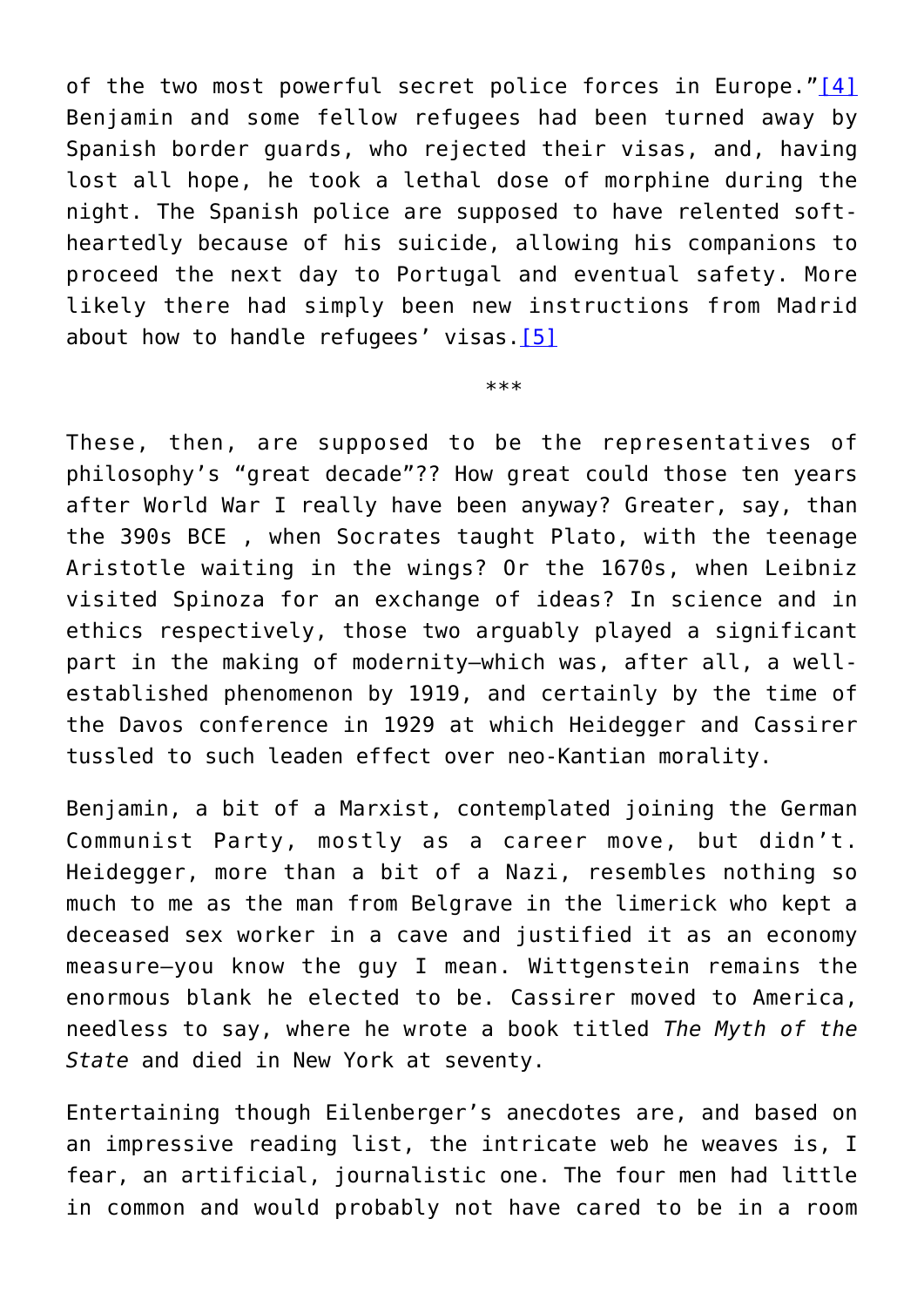of the two most powerful secret police forces in Europe."[4] Benjamin and some fellow refugees had been turned away by Spanish border guards, who rejected their visas, and, having lost all hope, he took a lethal dose of morphine during the night. The Spanish police are supposed to have relented soft-heartedly because of his suicide, allowing his companions to proceed the next day to Portugal and eventual safety. More likely there had simply been new instructions from Madrid about how to handle refugees' visas.[5]

***

These, then, are supposed to be the representatives of philosophy's "great decade"?? How great could those ten years after World War I really have been anyway? Greater, say, than the 390s BCE , when Socrates taught Plato, with the teenage Aristotle waiting in the wings? Or the 1670s, when Leibniz visited Spinoza for an exchange of ideas? In science and in ethics respectively, those two arguably played a significant part in the making of modernity—which was, after all, a well-established phenomenon by 1919, and certainly by the time of the Davos conference in 1929 at which Heidegger and Cassirer tussled to such leaden effect over neo-Kantian morality.

Benjamin, a bit of a Marxist, contemplated joining the German Communist Party, mostly as a career move, but didn't. Heidegger, more than a bit of a Nazi, resembles nothing so much to me as the man from Belgrave in the limerick who kept a deceased sex worker in a cave and justified it as an economy measure—you know the guy I mean. Wittgenstein remains the enormous blank he elected to be. Cassirer moved to America, needless to say, where he wrote a book titled *The Myth of the State* and died in New York at seventy.

Entertaining though Eilenberger's anecdotes are, and based on an impressive reading list, the intricate web he weaves is, I fear, an artificial, journalistic one. The four men had little in common and would probably not have cared to be in a room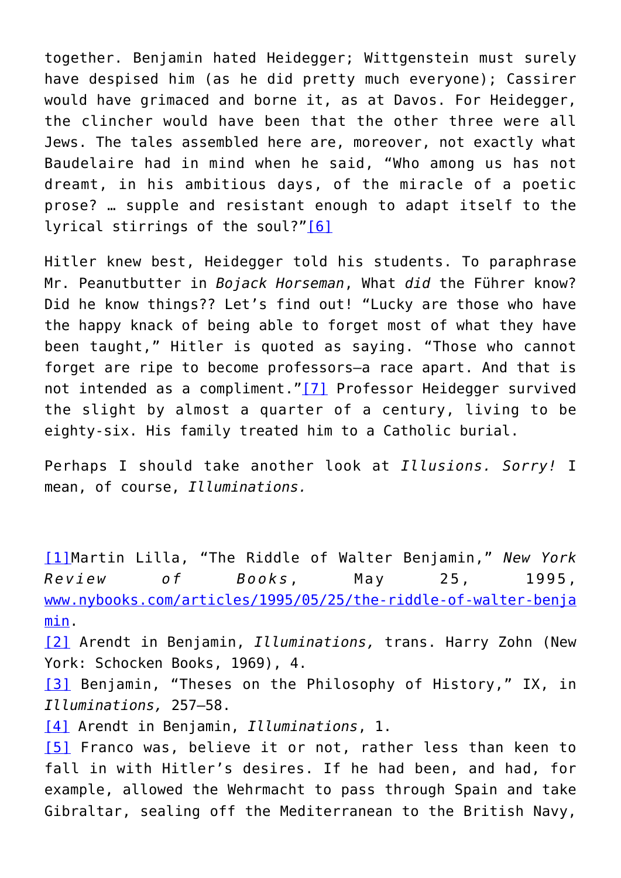together. Benjamin hated Heidegger; Wittgenstein must surely have despised him (as he did pretty much everyone); Cassirer would have grimaced and borne it, as at Davos. For Heidegger, the clincher would have been that the other three were all Jews. The tales assembled here are, moreover, not exactly what Baudelaire had in mind when he said, “Who among us has not dreamt, in his ambitious days, of the miracle of a poetic prose? … supple and resistant enough to adapt itself to the lyrical stirrings of the soul?”[6]

Hitler knew best, Heidegger told his students. To paraphrase Mr. Peanutbutter in *Bojack Horseman*, What *did* the Führer know? Did he know things?? Let’s find out! “Lucky are those who have the happy knack of being able to forget most of what they have been taught,” Hitler is quoted as saying. “Those who cannot forget are ripe to become professors—a race apart. And that is not intended as a compliment.”[7] Professor Heidegger survived the slight by almost a quarter of a century, living to be eighty-six. His family treated him to a Catholic burial.

Perhaps I should take another look at *Illusions. Sorry!* I mean, of course, *Illuminations.*

[1] Martin Lilla, “The Riddle of Walter Benjamin,” *New York Review of Books*, May 25, 1995, www.nybooks.com/articles/1995/05/25/the-riddle-of-walter-benjamin.

[2] Arendt in Benjamin, *Illuminations,* trans. Harry Zohn (New York: Schocken Books, 1969), 4.

[3] Benjamin, “Theses on the Philosophy of History,” IX, in *Illuminations,* 257–58.

[4] Arendt in Benjamin, *Illuminations*, 1.

[5] Franco was, believe it or not, rather less than keen to fall in with Hitler’s desires. If he had been, and had, for example, allowed the Wehrmacht to pass through Spain and take Gibraltar, sealing off the Mediterranean to the British Navy,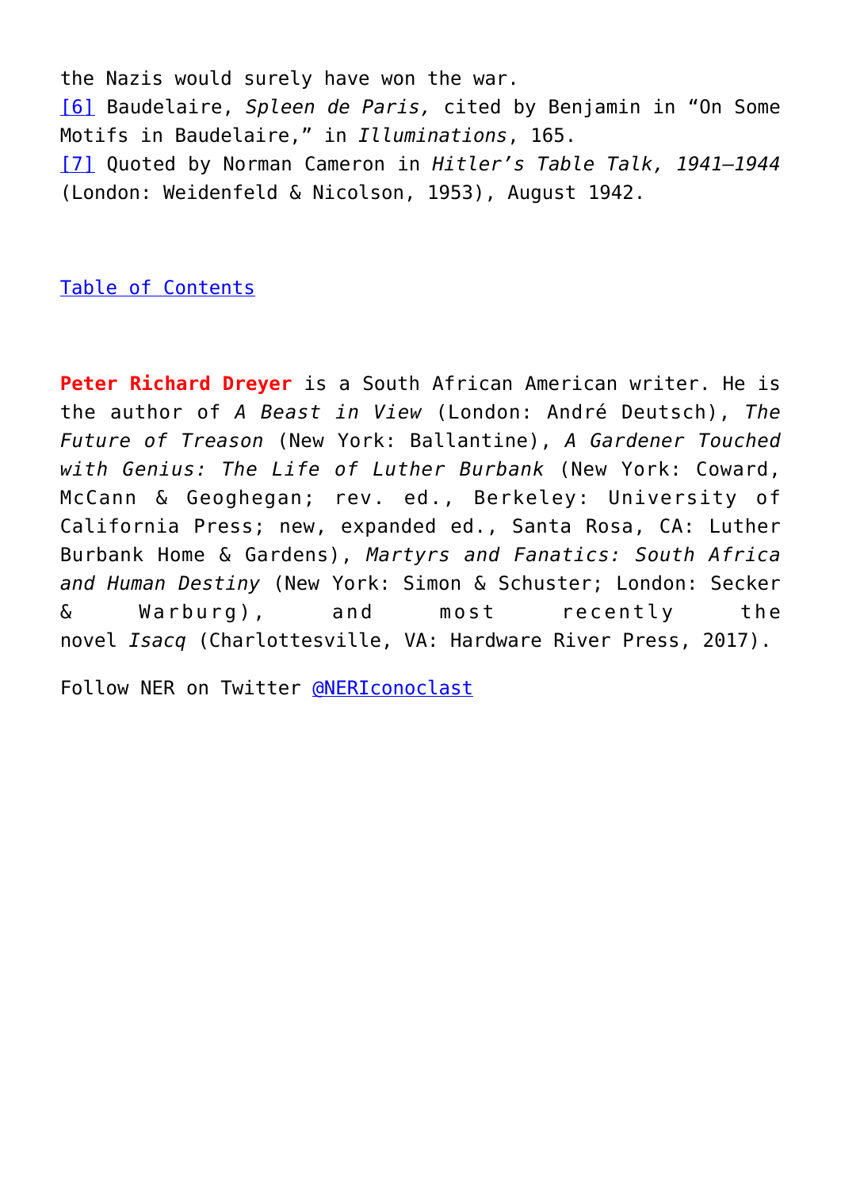the Nazis would surely have won the war.

[6] Baudelaire, *Spleen de Paris,* cited by Benjamin in "On Some Motifs in Baudelaire," in *Illuminations*, 165.

[7] Quoted by Norman Cameron in *Hitler's Table Talk, 1941–1944* (London: Weidenfeld & Nicolson, 1953), August 1942.

Table of Contents

**Peter Richard Dreyer** is a South African American writer. He is the author of *A Beast in View* (London: André Deutsch), *The Future of Treason* (New York: Ballantine), *A Gardener Touched with Genius: The Life of Luther Burbank* (New York: Coward, McCann & Geoghegan; rev. ed., Berkeley: University of California Press; new, expanded ed., Santa Rosa, CA: Luther Burbank Home & Gardens), *Martyrs and Fanatics: South Africa and Human Destiny* (New York: Simon & Schuster; London: Secker & Warburg), and most recently the novel *Isacq* (Charlottesville, VA: Hardware River Press, 2017).

Follow NER on Twitter @NERIconoclast